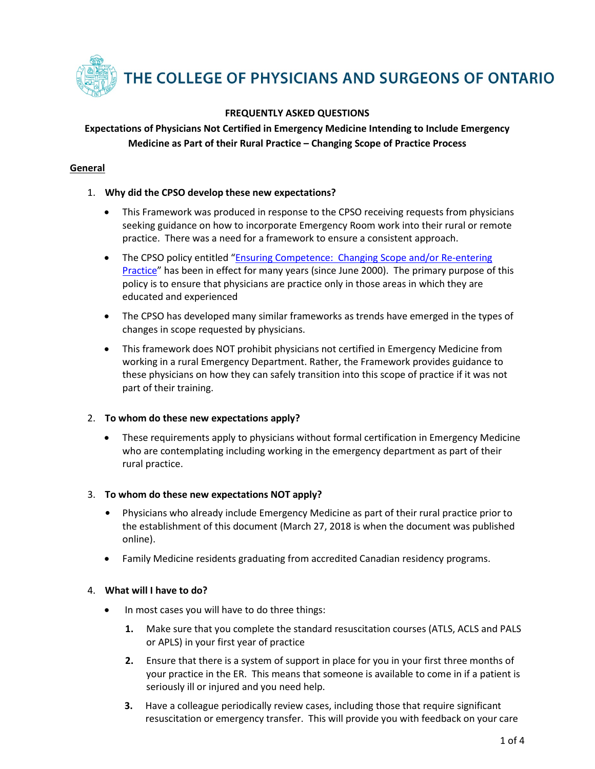# THE COLLEGE OF PHYSICIANS AND SURGEONS OF ONTARIO

**FREQUENTLY ASKED QUESTIONS**

**Expectations of Physicians Not Certified in Emergency Medicine Intending to Include Emergency Medicine as Part of their Rural Practice – Changing Scope of Practice Process**

## General

1. **Why did the CPSO develop these new expectations?**

   - This Framework was produced in response to the CPSO receiving requests from physicians seeking guidance on how to incorporate Emergency Room work into their rural or remote practice. There was a need for a framework to ensure a consistent approach.
   - The CPSO policy entitled "Ensuring Competence: Changing Scope and/or Re-entering Practice" has been in effect for many years (since June 2000). The primary purpose of this policy is to ensure that physicians are practice only in those areas in which they are educated and experienced
   - The CPSO has developed many similar frameworks as trends have emerged in the types of changes in scope requested by physicians.
   - This framework does NOT prohibit physicians not certified in Emergency Medicine from working in a rural Emergency Department. Rather, the Framework provides guidance to these physicians on how they can safely transition into this scope of practice if it was not part of their training.

2. **To whom do these new expectations apply?**

   - These requirements apply to physicians without formal certification in Emergency Medicine who are contemplating including working in the emergency department as part of their rural practice.

3. **To whom do these new expectations NOT apply?**

   - Physicians who already include Emergency Medicine as part of their rural practice prior to the establishment of this document (March 27, 2018 is when the document was published online).
   - Family Medicine residents graduating from accredited Canadian residency programs.

4. **What will I have to do?**

   - In most cases you will have to do three things:
     1. Make sure that you complete the standard resuscitation courses (ATLS, ACLS and PALS or APLS) in your first year of practice
     2. Ensure that there is a system of support in place for you in your first three months of your practice in the ER. This means that someone is available to come in if a patient is seriously ill or injured and you need help.
     3. Have a colleague periodically review cases, including those that require significant resuscitation or emergency transfer. This will provide you with feedback on your care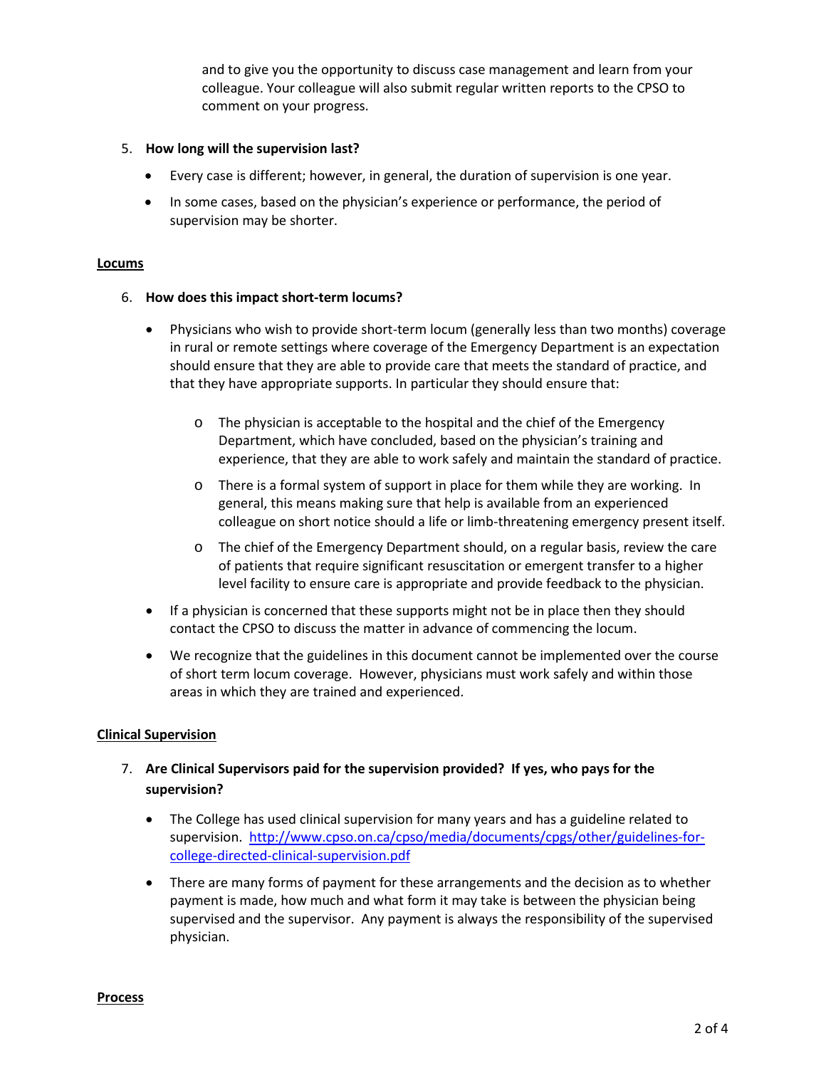and to give you the opportunity to discuss case management and learn from your colleague. Your colleague will also submit regular written reports to the CPSO to comment on your progress.

5. **How long will the supervision last?**

   - Every case is different; however, in general, the duration of supervision is one year.
   - In some cases, based on the physician's experience or performance, the period of supervision may be shorter.

**Locums**

6. **How does this impact short-term locums?**

   - Physicians who wish to provide short-term locum (generally less than two months) coverage in rural or remote settings where coverage of the Emergency Department is an expectation should ensure that they are able to provide care that meets the standard of practice, and that they have appropriate supports. In particular they should ensure that:
     - The physician is acceptable to the hospital and the chief of the Emergency Department, which have concluded, based on the physician's training and experience, that they are able to work safely and maintain the standard of practice.
     - There is a formal system of support in place for them while they are working. In general, this means making sure that help is available from an experienced colleague on short notice should a life or limb-threatening emergency present itself.
     - The chief of the Emergency Department should, on a regular basis, review the care of patients that require significant resuscitation or emergent transfer to a higher level facility to ensure care is appropriate and provide feedback to the physician.
   - If a physician is concerned that these supports might not be in place then they should contact the CPSO to discuss the matter in advance of commencing the locum.
   - We recognize that the guidelines in this document cannot be implemented over the course of short term locum coverage. However, physicians must work safely and within those areas in which they are trained and experienced.

**Clinical Supervision**

7. **Are Clinical Supervisors paid for the supervision provided? If yes, who pays for the supervision?**

   - The College has used clinical supervision for many years and has a guideline related to supervision. http://www.cpso.on.ca/cpso/media/documents/cpgs/other/guidelines-for-college-directed-clinical-supervision.pdf
   - There are many forms of payment for these arrangements and the decision as to whether payment is made, how much and what form it may take is between the physician being supervised and the supervisor. Any payment is always the responsibility of the supervised physician.

**Process**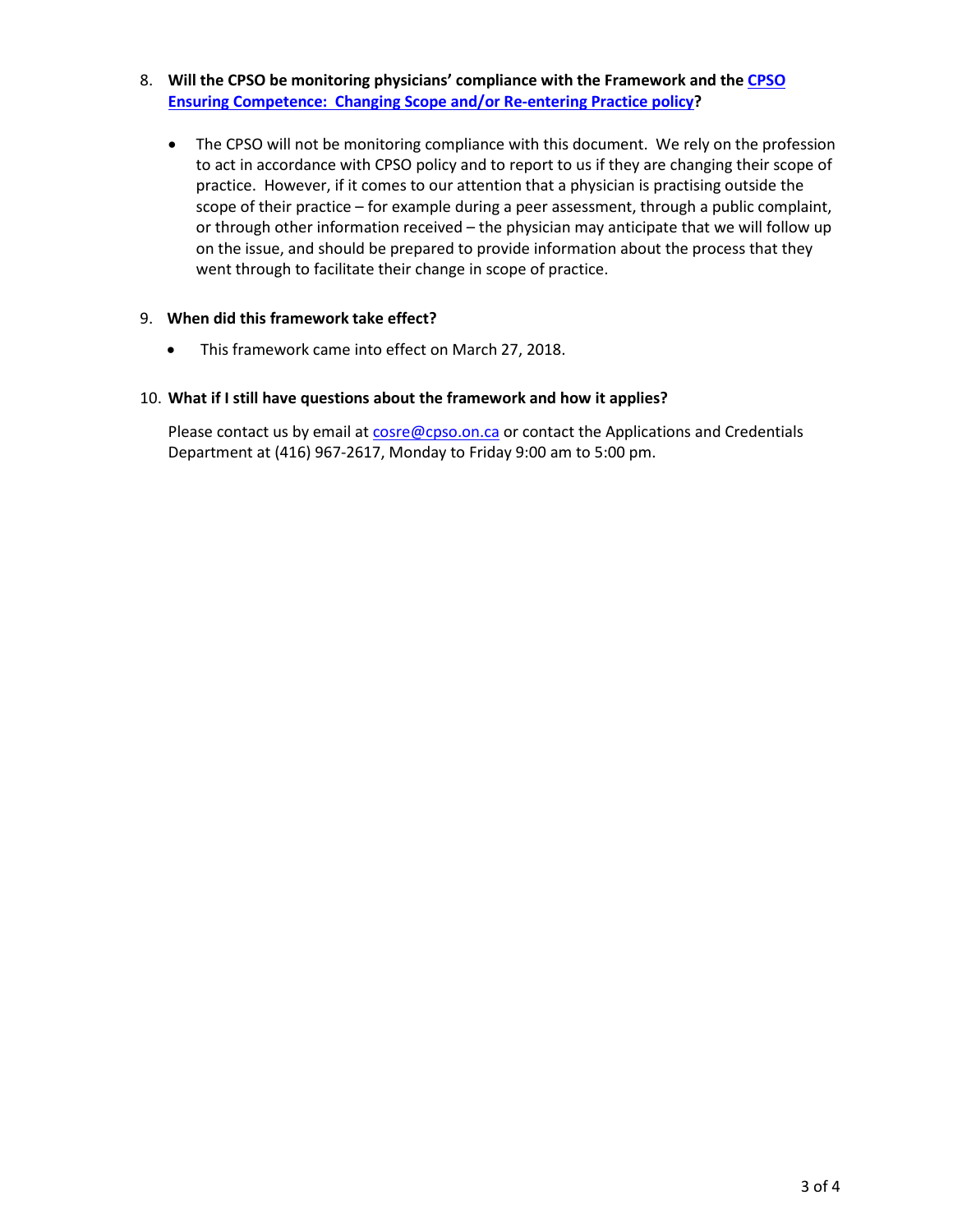8. **Will the CPSO be monitoring physicians' compliance with the Framework and the [CPSO Ensuring Competence: Changing Scope and/or Re-entering Practice policy](#)?**

   - The CPSO will not be monitoring compliance with this document. We rely on the profession to act in accordance with CPSO policy and to report to us if they are changing their scope of practice. However, if it comes to our attention that a physician is practising outside the scope of their practice – for example during a peer assessment, through a public complaint, or through other information received – the physician may anticipate that we will follow up on the issue, and should be prepared to provide information about the process that they went through to facilitate their change in scope of practice.

9. **When did this framework take effect?**

   - This framework came into effect on March 27, 2018.

10. **What if I still have questions about the framework and how it applies?**

    Please contact us by email at cosre@cpso.on.ca or contact the Applications and Credentials Department at (416) 967-2617, Monday to Friday 9:00 am to 5:00 pm.